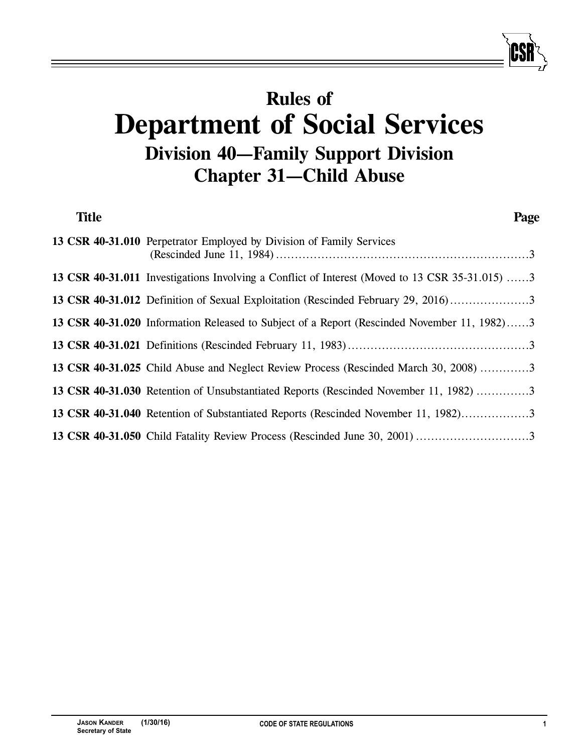# Rules of
# Department of Social Services
## Division 40—Family Support Division
## Chapter 31—Child Abuse

| Title | | Page |
| --- | --- | --- |
| **13 CSR 40-31.010** | Perpetrator Employed by Division of Family Services (Rescinded June 11, 1984) | 3 |
| **13 CSR 40-31.011** | Investigations Involving a Conflict of Interest (Moved to 13 CSR 35-31.015) | 3 |
| **13 CSR 40-31.012** | Definition of Sexual Exploitation (Rescinded February 29, 2016) | 3 |
| **13 CSR 40-31.020** | Information Released to Subject of a Report (Rescinded November 11, 1982) | 3 |
| **13 CSR 40-31.021** | Definitions (Rescinded February 11, 1983) | 3 |
| **13 CSR 40-31.025** | Child Abuse and Neglect Review Process (Rescinded March 30, 2008) | 3 |
| **13 CSR 40-31.030** | Retention of Unsubstantiated Reports (Rescinded November 11, 1982) | 3 |
| **13 CSR 40-31.040** | Retention of Substantiated Reports (Rescinded November 11, 1982) | 3 |
| **13 CSR 40-31.050** | Child Fatality Review Process (Rescinded June 30, 2001) | 3 |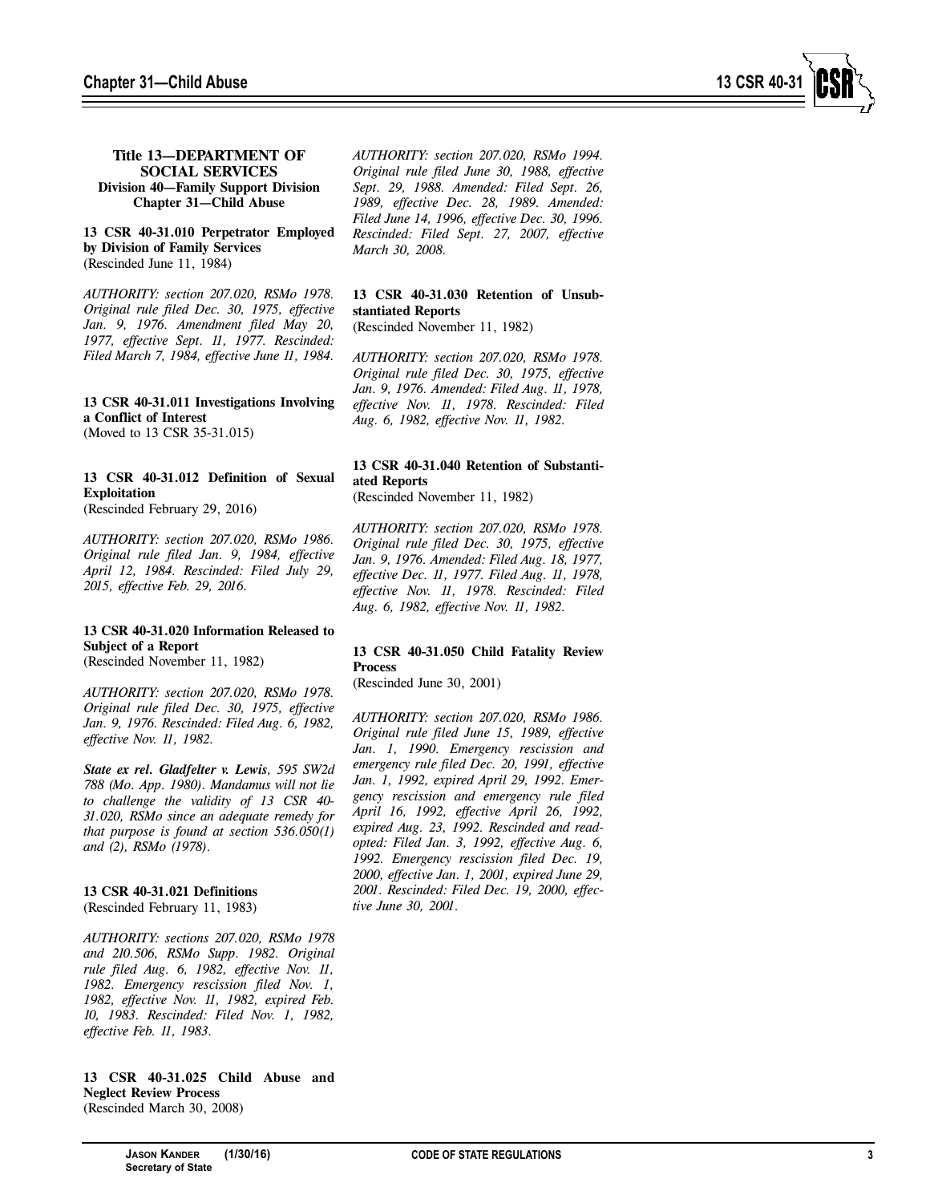**Title 13—DEPARTMENT OF SOCIAL SERVICES**
**Division 40—Family Support Division**
**Chapter 31—Child Abuse**

**13 CSR 40-31.010 Perpetrator Employed by Division of Family Services**
(Rescinded June 11, 1984)

*AUTHORITY: section 207.020, RSMo 1978. Original rule filed Dec. 30, 1975, effective Jan. 9, 1976. Amendment filed May 20, 1977, effective Sept. 11, 1977. Rescinded: Filed March 7, 1984, effective June 11, 1984.*

**13 CSR 40-31.011 Investigations Involving a Conflict of Interest**
(Moved to 13 CSR 35-31.015)

**13 CSR 40-31.012 Definition of Sexual Exploitation**
(Rescinded February 29, 2016)

*AUTHORITY: section 207.020, RSMo 1986. Original rule filed Jan. 9, 1984, effective April 12, 1984. Rescinded: Filed July 29, 2015, effective Feb. 29, 2016.*

**13 CSR 40-31.020 Information Released to Subject of a Report**
(Rescinded November 11, 1982)

*AUTHORITY: section 207.020, RSMo 1978. Original rule filed Dec. 30, 1975, effective Jan. 9, 1976. Rescinded: Filed Aug. 6, 1982, effective Nov. 11, 1982.*

***State ex rel. Gladfelter v. Lewis**, 595 SW2d 788 (Mo. App. 1980). Mandamus will not lie to challenge the validity of 13 CSR 40-31.020, RSMo since an adequate remedy for that purpose is found at section 536.050(1) and (2), RSMo (1978).*

**13 CSR 40-31.021 Definitions**
(Rescinded February 11, 1983)

*AUTHORITY: sections 207.020, RSMo 1978 and 210.506, RSMo Supp. 1982. Original rule filed Aug. 6, 1982, effective Nov. 11, 1982. Emergency rescission filed Nov. 1, 1982, effective Nov. 11, 1982, expired Feb. 10, 1983. Rescinded: Filed Nov. 1, 1982, effective Feb. 11, 1983.*

**13 CSR 40-31.025 Child Abuse and Neglect Review Process**
(Rescinded March 30, 2008)

*AUTHORITY: section 207.020, RSMo 1994. Original rule filed June 30, 1988, effective Sept. 29, 1988. Amended: Filed Sept. 26, 1989, effective Dec. 28, 1989. Amended: Filed June 14, 1996, effective Dec. 30, 1996. Rescinded: Filed Sept. 27, 2007, effective March 30, 2008.*

**13 CSR 40-31.030 Retention of Unsubstantiated Reports**
(Rescinded November 11, 1982)

*AUTHORITY: section 207.020, RSMo 1978. Original rule filed Dec. 30, 1975, effective Jan. 9, 1976. Amended: Filed Aug. 11, 1978, effective Nov. 11, 1978. Rescinded: Filed Aug. 6, 1982, effective Nov. 11, 1982.*

**13 CSR 40-31.040 Retention of Substantiated Reports**
(Rescinded November 11, 1982)

*AUTHORITY: section 207.020, RSMo 1978. Original rule filed Dec. 30, 1975, effective Jan. 9, 1976. Amended: Filed Aug. 18, 1977, effective Dec. 11, 1977. Filed Aug. 11, 1978, effective Nov. 11, 1978. Rescinded: Filed Aug. 6, 1982, effective Nov. 11, 1982.*

**13 CSR 40-31.050 Child Fatality Review Process**
(Rescinded June 30, 2001)

*AUTHORITY: section 207.020, RSMo 1986. Original rule filed June 15, 1989, effective Jan. 1, 1990. Emergency rescission and emergency rule filed Dec. 20, 1991, effective Jan. 1, 1992, expired April 29, 1992. Emergency rescission and emergency rule filed April 16, 1992, effective April 26, 1992, expired Aug. 23, 1992. Rescinded and readopted: Filed Jan. 3, 1992, effective Aug. 6, 1992. Emergency rescission filed Dec. 19, 2000, effective Jan. 1, 2001, expired June 29, 2001. Rescinded: Filed Dec. 19, 2000, effective June 30, 2001.*